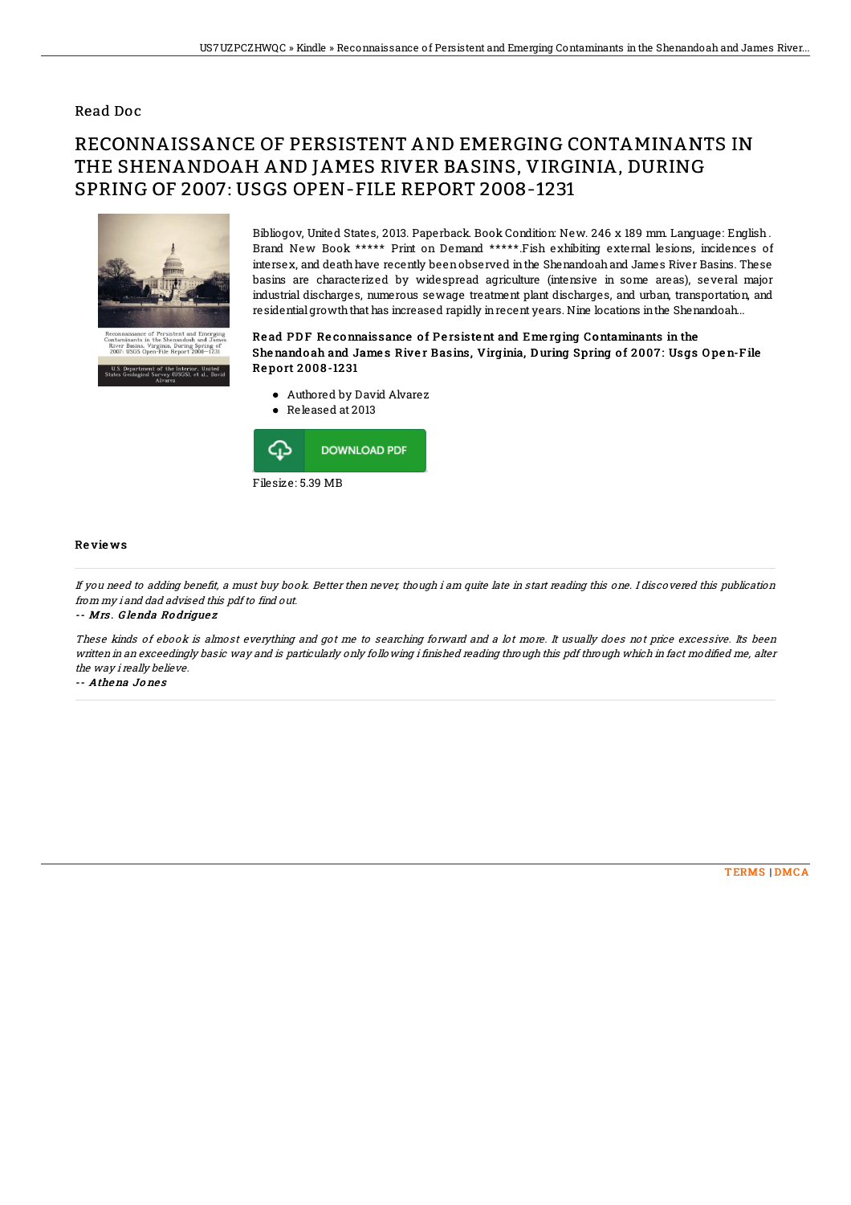## Read Doc

# RECONNAISSANCE OF PERSISTENT AND EMERGING CONTAMINANTS IN THE SHENANDOAH AND JAMES RIVER BASINS, VIRGINIA, DURING SPRING OF 2007: USGS OPEN-FILE REPORT 2008-1231

Bibliogov, United States, 2013. Paperback. Book Condition: New. 246 x 189 mm. Language: English . Brand New Book ***** Print on Demand *****.Fish exhibiting external lesions, incidences of intersex, and death have recently been observed in the Shenandoah and James River Basins. These basins are characterized by widespread agriculture (intensive in some areas), several major industrial discharges, numerous sewage treatment plant discharges, and urban, transportation, and residential growth that has increased rapidly in recent years. Nine locations in the Shenandoah...

### Read PDF Reconnaissance of Persistent and Emerging Contaminants in the Shenandoah and James River Basins, Virginia, During Spring of 2007: Usgs Open-File Report 2008-1231

- Authored by David Alvarez
- Released at 2013

DOWNLOAD PDF

Filesize: 5.39 MB

## Reviews

*If you need to adding benefit, a must buy book. Better then never, though i am quite late in start reading this one. I discovered this publication from my i and dad advised this pdf to find out.*

*-- Mrs. Glenda Rodriguez*

*These kinds of ebook is almost everything and got me to searching forward and a lot more. It usually does not price excessive. Its been written in an exceedingly basic way and is particularly only following i finished reading through this pdf through which in fact modified me, alter the way i really believe.*

*-- Athena Jones*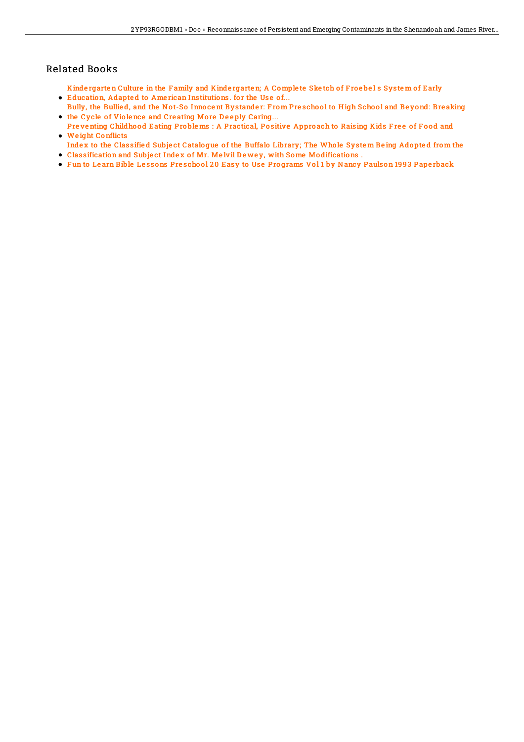## Related Books

- Kindergarten Culture in the Family and Kindergarten; A Complete Sketch of Froebel s System of Early Education, Adapted to American Institutions. for the Use of...
- Bully, the Bullied, and the Not-So Innocent Bystander: From Preschool to High School and Beyond: Breaking the Cycle of Violence and Creating More Deeply Caring...
- Preventing Childhood Eating Problems : A Practical, Positive Approach to Raising Kids Free of Food and Weight Conflicts
- Index to the Classified Subject Catalogue of the Buffalo Library; The Whole System Being Adopted from the Classification and Subject Index of Mr. Melvil Dewey, with Some Modifications .
- Fun to Learn Bible Lessons Preschool 20 Easy to Use Programs Vol 1 by Nancy Paulson 1993 Paperback